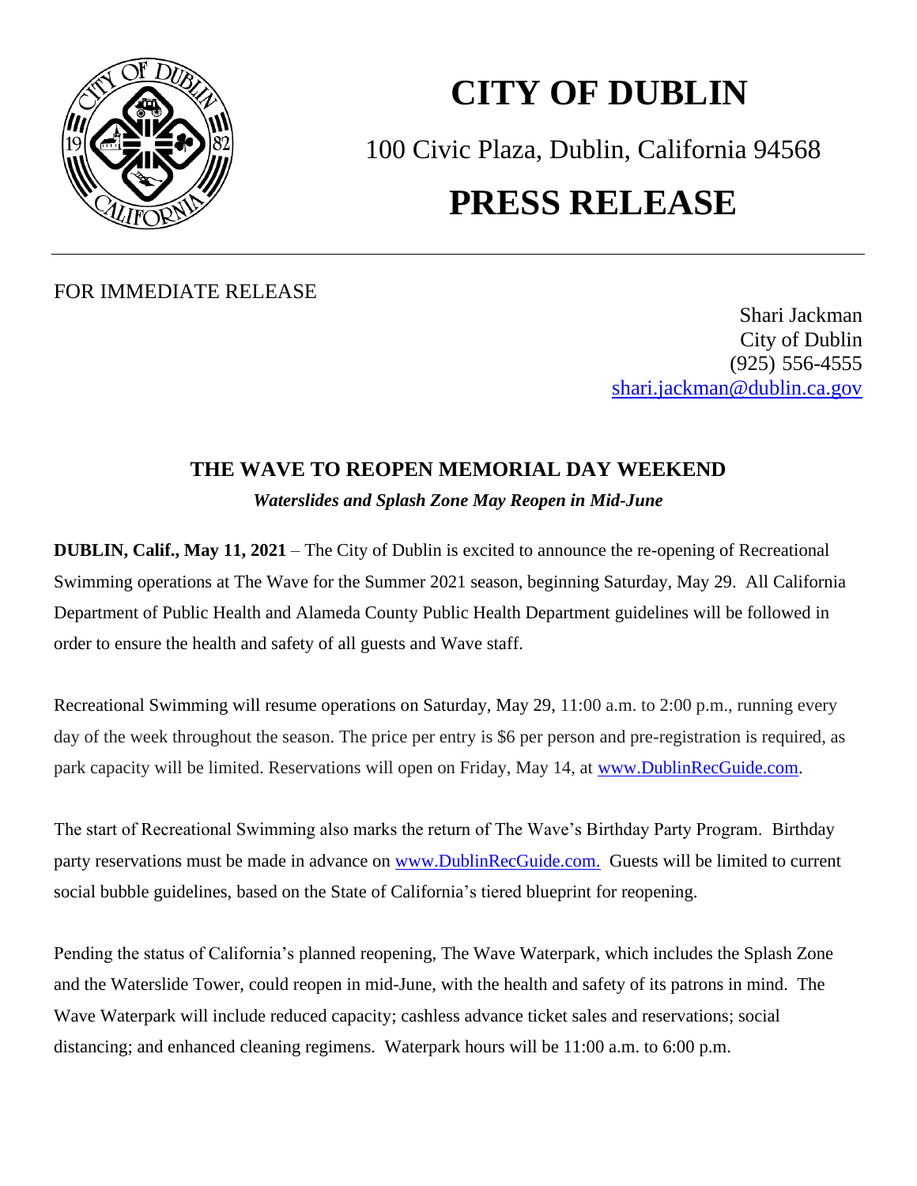# CITY OF DUBLIN

100 Civic Plaza, Dublin, California 94568

# PRESS RELEASE

FOR IMMEDIATE RELEASE

Shari Jackman
City of Dublin
(925) 556-4555
shari.jackman@dublin.ca.gov

## THE WAVE TO REOPEN MEMORIAL DAY WEEKEND

***Waterslides and Splash Zone May Reopen in Mid-June***

**DUBLIN, Calif., May 11, 2021** – The City of Dublin is excited to announce the re-opening of Recreational Swimming operations at The Wave for the Summer 2021 season, beginning Saturday, May 29. All California Department of Public Health and Alameda County Public Health Department guidelines will be followed in order to ensure the health and safety of all guests and Wave staff.

Recreational Swimming will resume operations on Saturday, May 29, 11:00 a.m. to 2:00 p.m., running every day of the week throughout the season. The price per entry is $6 per person and pre-registration is required, as park capacity will be limited. Reservations will open on Friday, May 14, at www.DublinRecGuide.com.

The start of Recreational Swimming also marks the return of The Wave's Birthday Party Program. Birthday party reservations must be made in advance on www.DublinRecGuide.com. Guests will be limited to current social bubble guidelines, based on the State of California's tiered blueprint for reopening.

Pending the status of California's planned reopening, The Wave Waterpark, which includes the Splash Zone and the Waterslide Tower, could reopen in mid-June, with the health and safety of its patrons in mind. The Wave Waterpark will include reduced capacity; cashless advance ticket sales and reservations; social distancing; and enhanced cleaning regimens. Waterpark hours will be 11:00 a.m. to 6:00 p.m.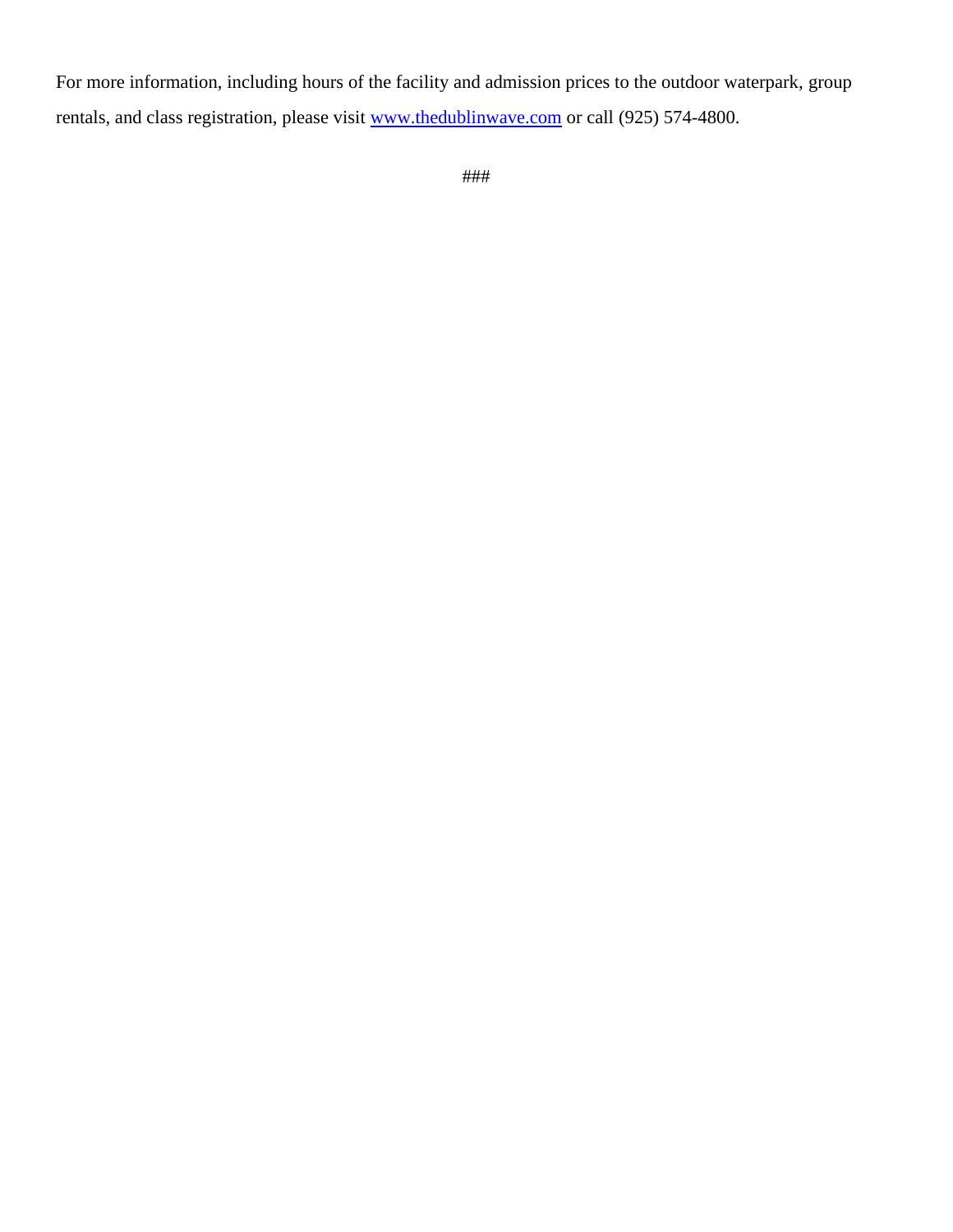For more information, including hours of the facility and admission prices to the outdoor waterpark, group rentals, and class registration, please visit [www.thedublinwave.com](http://www.thedublinwave.com) or call (925) 574-4800.

###